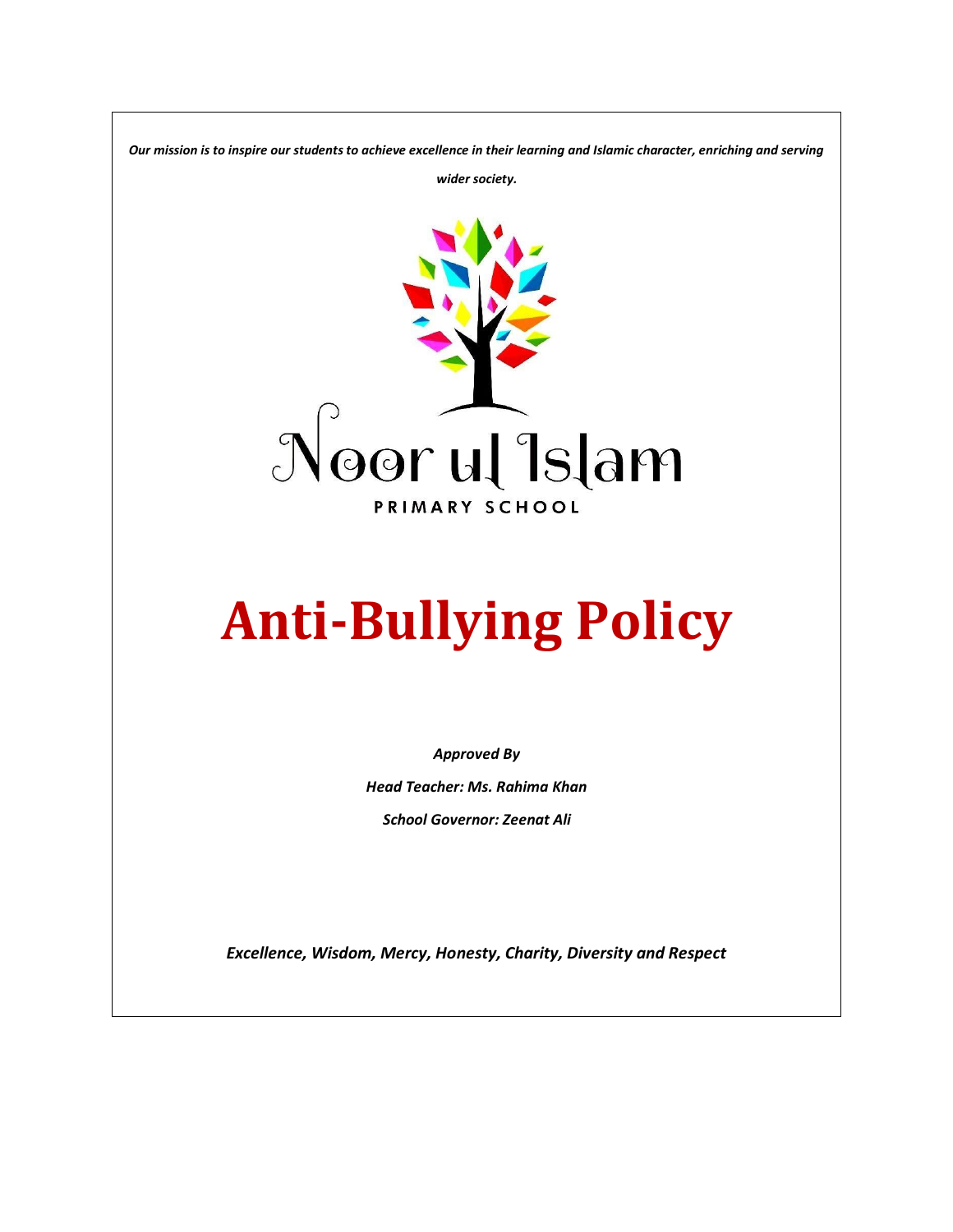*Our mission is to inspire our students to achieve excellence in their learning and Islamic character, enriching and serving wider society.*

Noor ul Islam

PRIMARY SCHOOL

# Anti-Bullying Policy

*Approved By*

*Head Teacher: Ms. Rahima Khan*

*School Governor: Zeenat Ali*

*Excellence, Wisdom, Mercy, Honesty, Charity, Diversity and Respect*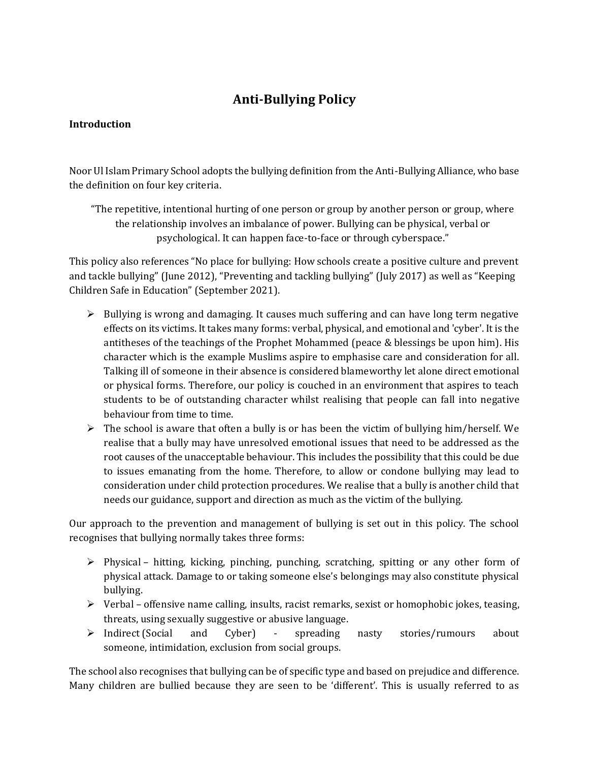# Anti-Bullying Policy

**Introduction**

Noor Ul Islam Primary School adopts the bullying definition from the Anti-Bullying Alliance, who base the definition on four key criteria.

> "The repetitive, intentional hurting of one person or group by another person or group, where the relationship involves an imbalance of power. Bullying can be physical, verbal or psychological. It can happen face-to-face or through cyberspace."

This policy also references "No place for bullying: How schools create a positive culture and prevent and tackle bullying" (June 2012), "Preventing and tackling bullying" (July 2017) as well as "Keeping Children Safe in Education" (September 2021).

- Bullying is wrong and damaging. It causes much suffering and can have long term negative effects on its victims. It takes many forms: verbal, physical, and emotional and 'cyber'. It is the antitheses of the teachings of the Prophet Mohammed (peace & blessings be upon him). His character which is the example Muslims aspire to emphasise care and consideration for all. Talking ill of someone in their absence is considered blameworthy let alone direct emotional or physical forms. Therefore, our policy is couched in an environment that aspires to teach students to be of outstanding character whilst realising that people can fall into negative behaviour from time to time.
- The school is aware that often a bully is or has been the victim of bullying him/herself. We realise that a bully may have unresolved emotional issues that need to be addressed as the root causes of the unacceptable behaviour. This includes the possibility that this could be due to issues emanating from the home. Therefore, to allow or condone bullying may lead to consideration under child protection procedures. We realise that a bully is another child that needs our guidance, support and direction as much as the victim of the bullying.

Our approach to the prevention and management of bullying is set out in this policy. The school recognises that bullying normally takes three forms:

- Physical – hitting, kicking, pinching, punching, scratching, spitting or any other form of physical attack. Damage to or taking someone else's belongings may also constitute physical bullying.
- Verbal – offensive name calling, insults, racist remarks, sexist or homophobic jokes, teasing, threats, using sexually suggestive or abusive language.
- Indirect (Social and Cyber) - spreading nasty stories/rumours about someone, intimidation, exclusion from social groups.

The school also recognises that bullying can be of specific type and based on prejudice and difference. Many children are bullied because they are seen to be 'different'. This is usually referred to as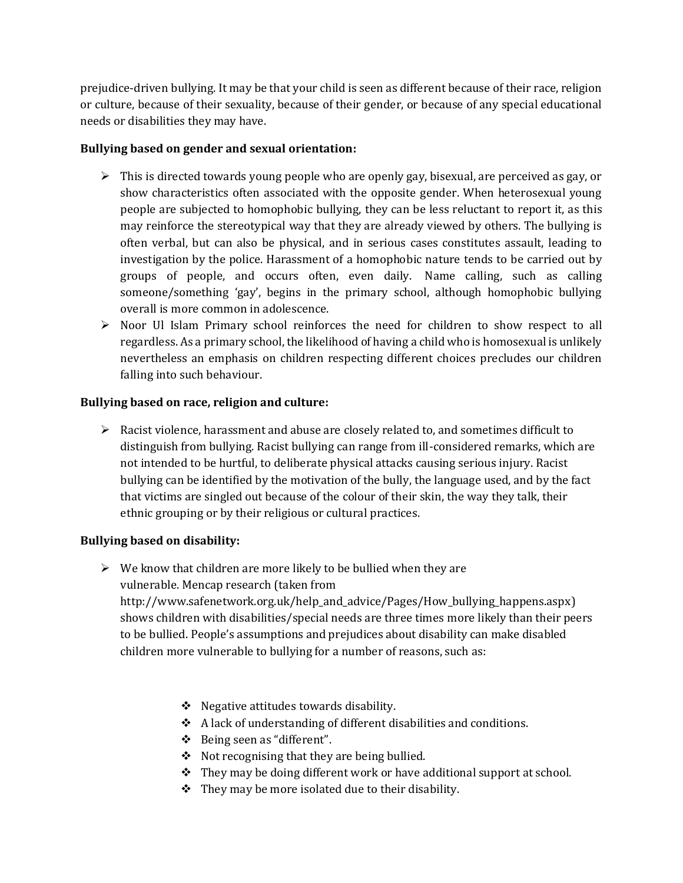prejudice-driven bullying. It may be that your child is seen as different because of their race, religion or culture, because of their sexuality, because of their gender, or because of any special educational needs or disabilities they may have.

**Bullying based on gender and sexual orientation:**

- This is directed towards young people who are openly gay, bisexual, are perceived as gay, or show characteristics often associated with the opposite gender. When heterosexual young people are subjected to homophobic bullying, they can be less reluctant to report it, as this may reinforce the stereotypical way that they are already viewed by others. The bullying is often verbal, but can also be physical, and in serious cases constitutes assault, leading to investigation by the police. Harassment of a homophobic nature tends to be carried out by groups of people, and occurs often, even daily. Name calling, such as calling someone/something 'gay', begins in the primary school, although homophobic bullying overall is more common in adolescence.
- Noor Ul Islam Primary school reinforces the need for children to show respect to all regardless. As a primary school, the likelihood of having a child who is homosexual is unlikely nevertheless an emphasis on children respecting different choices precludes our children falling into such behaviour.

**Bullying based on race, religion and culture:**

- Racist violence, harassment and abuse are closely related to, and sometimes difficult to distinguish from bullying. Racist bullying can range from ill-considered remarks, which are not intended to be hurtful, to deliberate physical attacks causing serious injury. Racist bullying can be identified by the motivation of the bully, the language used, and by the fact that victims are singled out because of the colour of their skin, the way they talk, their ethnic grouping or by their religious or cultural practices.

**Bullying based on disability:**

- We know that children are more likely to be bullied when they are vulnerable. Mencap research (taken from http://www.safenetwork.org.uk/help_and_advice/Pages/How_bullying_happens.aspx) shows children with disabilities/special needs are three times more likely than their peers to be bullied. People's assumptions and prejudices about disability can make disabled children more vulnerable to bullying for a number of reasons, such as:

  - Negative attitudes towards disability.
  - A lack of understanding of different disabilities and conditions.
  - Being seen as "different".
  - Not recognising that they are being bullied.
  - They may be doing different work or have additional support at school.
  - They may be more isolated due to their disability.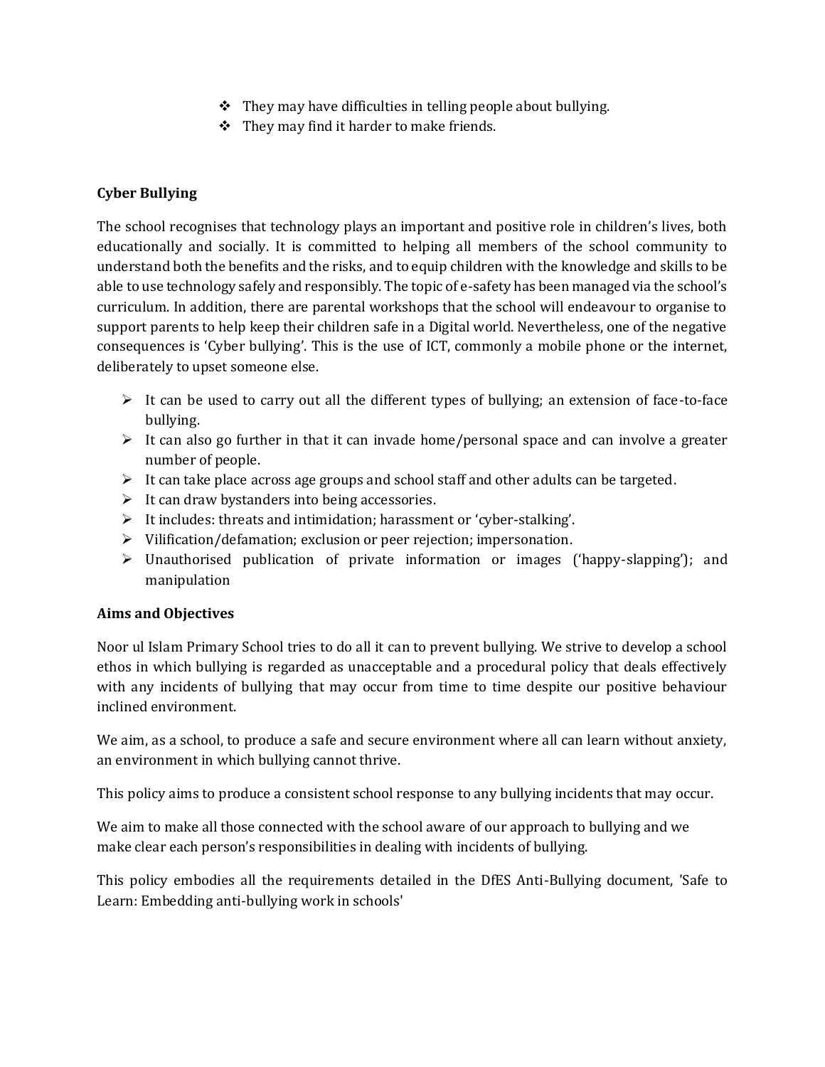- They may have difficulties in telling people about bullying.
- They may find it harder to make friends.

**Cyber Bullying**

The school recognises that technology plays an important and positive role in children's lives, both educationally and socially. It is committed to helping all members of the school community to understand both the benefits and the risks, and to equip children with the knowledge and skills to be able to use technology safely and responsibly. The topic of e-safety has been managed via the school's curriculum. In addition, there are parental workshops that the school will endeavour to organise to support parents to help keep their children safe in a Digital world. Nevertheless, one of the negative consequences is 'Cyber bullying'. This is the use of ICT, commonly a mobile phone or the internet, deliberately to upset someone else.

- It can be used to carry out all the different types of bullying; an extension of face-to-face bullying.
- It can also go further in that it can invade home/personal space and can involve a greater number of people.
- It can take place across age groups and school staff and other adults can be targeted.
- It can draw bystanders into being accessories.
- It includes: threats and intimidation; harassment or 'cyber-stalking'.
- Vilification/defamation; exclusion or peer rejection; impersonation.
- Unauthorised publication of private information or images ('happy-slapping'); and manipulation

**Aims and Objectives**

Noor ul Islam Primary School tries to do all it can to prevent bullying. We strive to develop a school ethos in which bullying is regarded as unacceptable and a procedural policy that deals effectively with any incidents of bullying that may occur from time to time despite our positive behaviour inclined environment.

We aim, as a school, to produce a safe and secure environment where all can learn without anxiety, an environment in which bullying cannot thrive.

This policy aims to produce a consistent school response to any bullying incidents that may occur.

We aim to make all those connected with the school aware of our approach to bullying and we make clear each person's responsibilities in dealing with incidents of bullying.

This policy embodies all the requirements detailed in the DfES Anti-Bullying document, 'Safe to Learn: Embedding anti-bullying work in schools'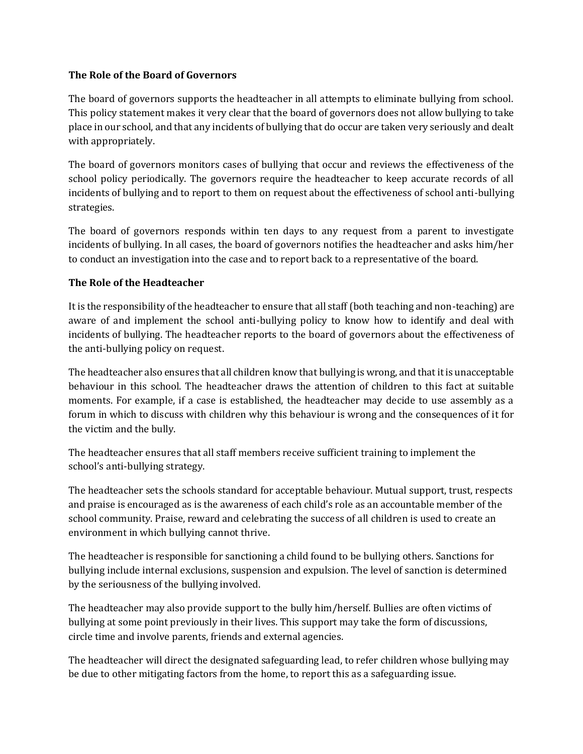**The Role of the Board of Governors**

The board of governors supports the headteacher in all attempts to eliminate bullying from school. This policy statement makes it very clear that the board of governors does not allow bullying to take place in our school, and that any incidents of bullying that do occur are taken very seriously and dealt with appropriately.

The board of governors monitors cases of bullying that occur and reviews the effectiveness of the school policy periodically. The governors require the headteacher to keep accurate records of all incidents of bullying and to report to them on request about the effectiveness of school anti-bullying strategies.

The board of governors responds within ten days to any request from a parent to investigate incidents of bullying. In all cases, the board of governors notifies the headteacher and asks him/her to conduct an investigation into the case and to report back to a representative of the board.

**The Role of the Headteacher**

It is the responsibility of the headteacher to ensure that all staff (both teaching and non-teaching) are aware of and implement the school anti-bullying policy to know how to identify and deal with incidents of bullying. The headteacher reports to the board of governors about the effectiveness of the anti-bullying policy on request.

The headteacher also ensures that all children know that bullying is wrong, and that it is unacceptable behaviour in this school. The headteacher draws the attention of children to this fact at suitable moments. For example, if a case is established, the headteacher may decide to use assembly as a forum in which to discuss with children why this behaviour is wrong and the consequences of it for the victim and the bully.

The headteacher ensures that all staff members receive sufficient training to implement the school's anti-bullying strategy.

The headteacher sets the schools standard for acceptable behaviour. Mutual support, trust, respects and praise is encouraged as is the awareness of each child's role as an accountable member of the school community. Praise, reward and celebrating the success of all children is used to create an environment in which bullying cannot thrive.

The headteacher is responsible for sanctioning a child found to be bullying others. Sanctions for bullying include internal exclusions, suspension and expulsion. The level of sanction is determined by the seriousness of the bullying involved.

The headteacher may also provide support to the bully him/herself. Bullies are often victims of bullying at some point previously in their lives. This support may take the form of discussions, circle time and involve parents, friends and external agencies.

The headteacher will direct the designated safeguarding lead, to refer children whose bullying may be due to other mitigating factors from the home, to report this as a safeguarding issue.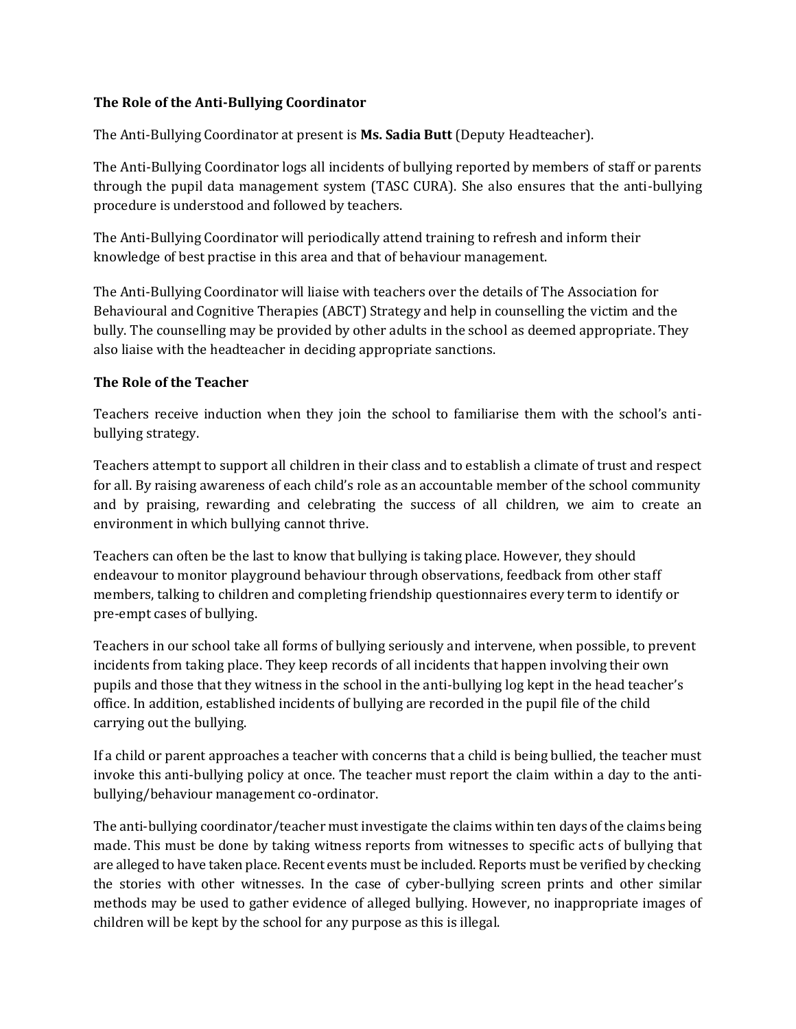**The Role of the Anti-Bullying Coordinator**

The Anti-Bullying Coordinator at present is **Ms. Sadia Butt** (Deputy Headteacher).

The Anti-Bullying Coordinator logs all incidents of bullying reported by members of staff or parents through the pupil data management system (TASC CURA). She also ensures that the anti-bullying procedure is understood and followed by teachers.

The Anti-Bullying Coordinator will periodically attend training to refresh and inform their knowledge of best practise in this area and that of behaviour management.

The Anti-Bullying Coordinator will liaise with teachers over the details of The Association for Behavioural and Cognitive Therapies (ABCT) Strategy and help in counselling the victim and the bully. The counselling may be provided by other adults in the school as deemed appropriate. They also liaise with the headteacher in deciding appropriate sanctions.

**The Role of the Teacher**

Teachers receive induction when they join the school to familiarise them with the school's anti-bullying strategy.

Teachers attempt to support all children in their class and to establish a climate of trust and respect for all. By raising awareness of each child's role as an accountable member of the school community and by praising, rewarding and celebrating the success of all children, we aim to create an environment in which bullying cannot thrive.

Teachers can often be the last to know that bullying is taking place. However, they should endeavour to monitor playground behaviour through observations, feedback from other staff members, talking to children and completing friendship questionnaires every term to identify or pre-empt cases of bullying.

Teachers in our school take all forms of bullying seriously and intervene, when possible, to prevent incidents from taking place. They keep records of all incidents that happen involving their own pupils and those that they witness in the school in the anti-bullying log kept in the head teacher's office. In addition, established incidents of bullying are recorded in the pupil file of the child carrying out the bullying.

If a child or parent approaches a teacher with concerns that a child is being bullied, the teacher must invoke this anti-bullying policy at once. The teacher must report the claim within a day to the anti-bullying/behaviour management co-ordinator.

The anti-bullying coordinator/teacher must investigate the claims within ten days of the claims being made. This must be done by taking witness reports from witnesses to specific acts of bullying that are alleged to have taken place. Recent events must be included. Reports must be verified by checking the stories with other witnesses. In the case of cyber-bullying screen prints and other similar methods may be used to gather evidence of alleged bullying. However, no inappropriate images of children will be kept by the school for any purpose as this is illegal.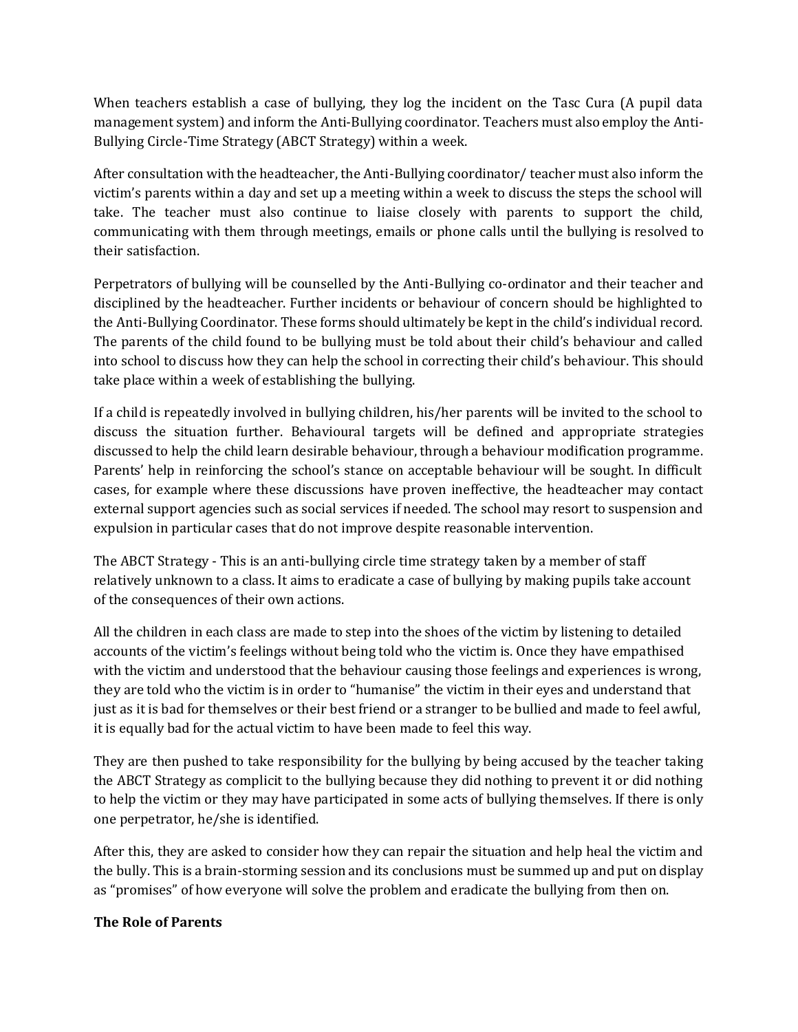When teachers establish a case of bullying, they log the incident on the Tasc Cura (A pupil data management system) and inform the Anti-Bullying coordinator. Teachers must also employ the Anti-Bullying Circle-Time Strategy (ABCT Strategy) within a week.

After consultation with the headteacher, the Anti-Bullying coordinator/ teacher must also inform the victim's parents within a day and set up a meeting within a week to discuss the steps the school will take. The teacher must also continue to liaise closely with parents to support the child, communicating with them through meetings, emails or phone calls until the bullying is resolved to their satisfaction.

Perpetrators of bullying will be counselled by the Anti-Bullying co-ordinator and their teacher and disciplined by the headteacher. Further incidents or behaviour of concern should be highlighted to the Anti-Bullying Coordinator. These forms should ultimately be kept in the child's individual record. The parents of the child found to be bullying must be told about their child's behaviour and called into school to discuss how they can help the school in correcting their child's behaviour. This should take place within a week of establishing the bullying.

If a child is repeatedly involved in bullying children, his/her parents will be invited to the school to discuss the situation further. Behavioural targets will be defined and appropriate strategies discussed to help the child learn desirable behaviour, through a behaviour modification programme. Parents' help in reinforcing the school's stance on acceptable behaviour will be sought. In difficult cases, for example where these discussions have proven ineffective, the headteacher may contact external support agencies such as social services if needed. The school may resort to suspension and expulsion in particular cases that do not improve despite reasonable intervention.

The ABCT Strategy - This is an anti-bullying circle time strategy taken by a member of staff relatively unknown to a class. It aims to eradicate a case of bullying by making pupils take account of the consequences of their own actions.

All the children in each class are made to step into the shoes of the victim by listening to detailed accounts of the victim's feelings without being told who the victim is. Once they have empathised with the victim and understood that the behaviour causing those feelings and experiences is wrong, they are told who the victim is in order to "humanise" the victim in their eyes and understand that just as it is bad for themselves or their best friend or a stranger to be bullied and made to feel awful, it is equally bad for the actual victim to have been made to feel this way.

They are then pushed to take responsibility for the bullying by being accused by the teacher taking the ABCT Strategy as complicit to the bullying because they did nothing to prevent it or did nothing to help the victim or they may have participated in some acts of bullying themselves. If there is only one perpetrator, he/she is identified.

After this, they are asked to consider how they can repair the situation and help heal the victim and the bully. This is a brain-storming session and its conclusions must be summed up and put on display as "promises" of how everyone will solve the problem and eradicate the bullying from then on.

**The Role of Parents**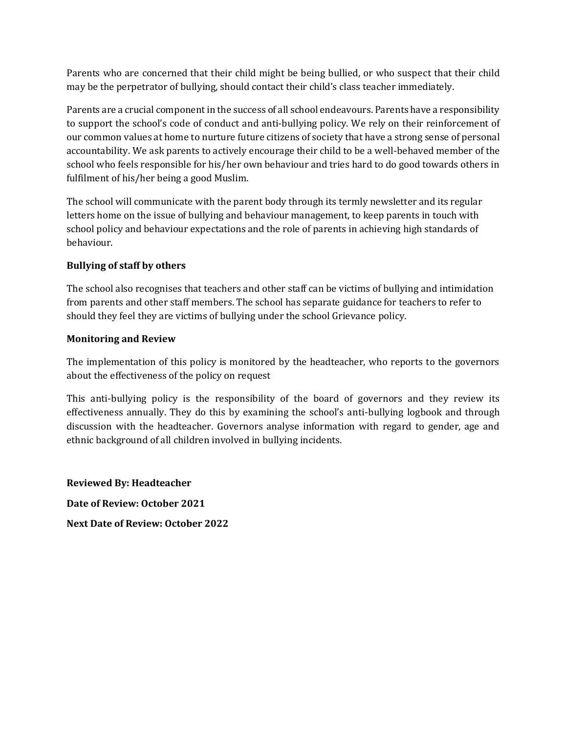Parents who are concerned that their child might be being bullied, or who suspect that their child may be the perpetrator of bullying, should contact their child's class teacher immediately.

Parents are a crucial component in the success of all school endeavours. Parents have a responsibility to support the school's code of conduct and anti-bullying policy. We rely on their reinforcement of our common values at home to nurture future citizens of society that have a strong sense of personal accountability. We ask parents to actively encourage their child to be a well-behaved member of the school who feels responsible for his/her own behaviour and tries hard to do good towards others in fulfilment of his/her being a good Muslim.

The school will communicate with the parent body through its termly newsletter and its regular letters home on the issue of bullying and behaviour management, to keep parents in touch with school policy and behaviour expectations and the role of parents in achieving high standards of behaviour.

**Bullying of staff by others**

The school also recognises that teachers and other staff can be victims of bullying and intimidation from parents and other staff members. The school has separate guidance for teachers to refer to should they feel they are victims of bullying under the school Grievance policy.

**Monitoring and Review**

The implementation of this policy is monitored by the headteacher, who reports to the governors about the effectiveness of the policy on request

This anti-bullying policy is the responsibility of the board of governors and they review its effectiveness annually. They do this by examining the school's anti-bullying logbook and through discussion with the headteacher. Governors analyse information with regard to gender, age and ethnic background of all children involved in bullying incidents.

**Reviewed By: Headteacher**

**Date of Review: October 2021**

**Next Date of Review: October 2022**